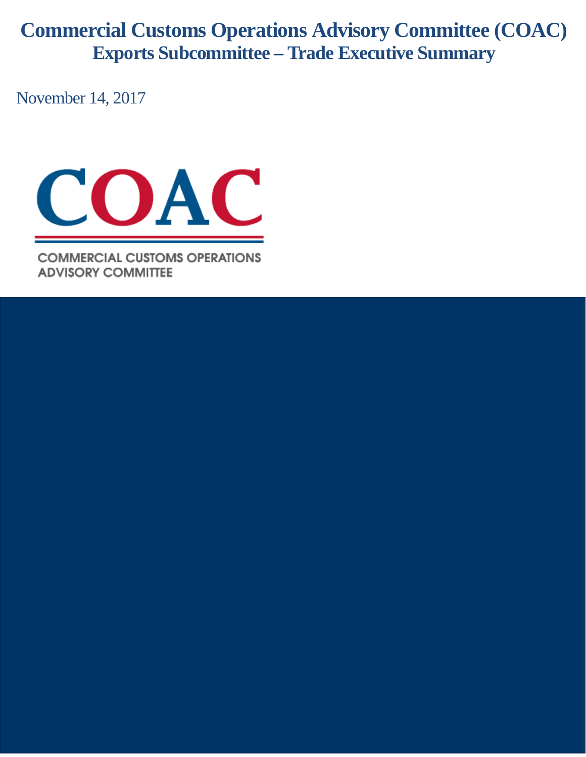# Commercial Customs Operations Advisory Committee (COAC)
## Exports Subcommittee – Trade Executive Summary

November 14, 2017

COAC

COMMERCIAL CUSTOMS OPERATIONS ADVISORY COMMITTEE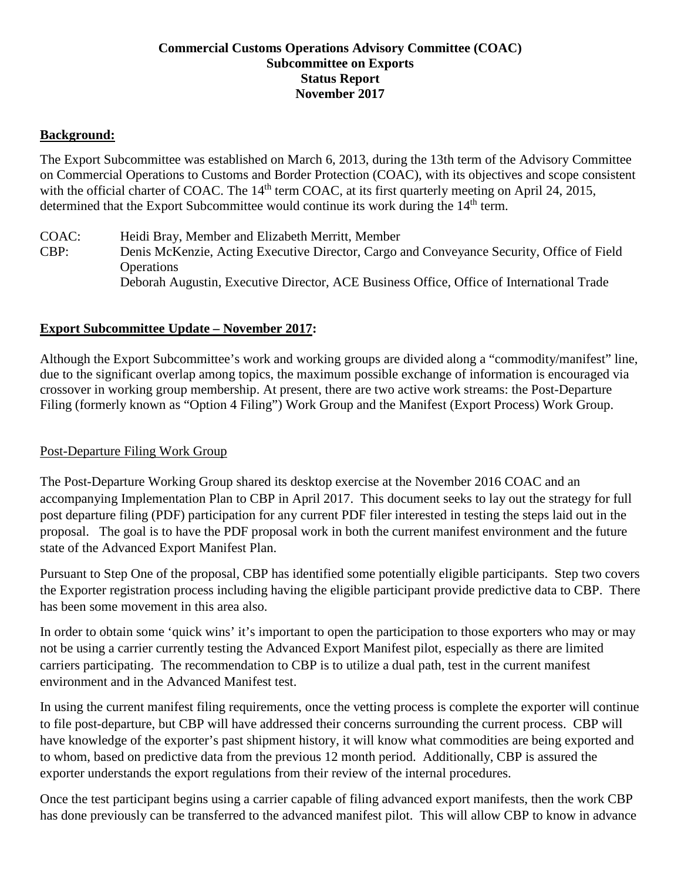**Commercial Customs Operations Advisory Committee (COAC)**
**Subcommittee on Exports**
**Status Report**
**November 2017**

## Background:

The Export Subcommittee was established on March 6, 2013, during the 13th term of the Advisory Committee on Commercial Operations to Customs and Border Protection (COAC), with its objectives and scope consistent with the official charter of COAC. The 14th term COAC, at its first quarterly meeting on April 24, 2015, determined that the Export Subcommittee would continue its work during the 14th term.

COAC: Heidi Bray, Member and Elizabeth Merritt, Member
CBP: Denis McKenzie, Acting Executive Director, Cargo and Conveyance Security, Office of Field Operations
Deborah Augustin, Executive Director, ACE Business Office, Office of International Trade

## Export Subcommittee Update – November 2017:

Although the Export Subcommittee's work and working groups are divided along a "commodity/manifest" line, due to the significant overlap among topics, the maximum possible exchange of information is encouraged via crossover in working group membership. At present, there are two active work streams: the Post-Departure Filing (formerly known as "Option 4 Filing") Work Group and the Manifest (Export Process) Work Group.

### Post-Departure Filing Work Group

The Post-Departure Working Group shared its desktop exercise at the November 2016 COAC and an accompanying Implementation Plan to CBP in April 2017. This document seeks to lay out the strategy for full post departure filing (PDF) participation for any current PDF filer interested in testing the steps laid out in the proposal. The goal is to have the PDF proposal work in both the current manifest environment and the future state of the Advanced Export Manifest Plan.

Pursuant to Step One of the proposal, CBP has identified some potentially eligible participants. Step two covers the Exporter registration process including having the eligible participant provide predictive data to CBP. There has been some movement in this area also.

In order to obtain some 'quick wins' it's important to open the participation to those exporters who may or may not be using a carrier currently testing the Advanced Export Manifest pilot, especially as there are limited carriers participating. The recommendation to CBP is to utilize a dual path, test in the current manifest environment and in the Advanced Manifest test.

In using the current manifest filing requirements, once the vetting process is complete the exporter will continue to file post-departure, but CBP will have addressed their concerns surrounding the current process. CBP will have knowledge of the exporter's past shipment history, it will know what commodities are being exported and to whom, based on predictive data from the previous 12 month period. Additionally, CBP is assured the exporter understands the export regulations from their review of the internal procedures.

Once the test participant begins using a carrier capable of filing advanced export manifests, then the work CBP has done previously can be transferred to the advanced manifest pilot. This will allow CBP to know in advance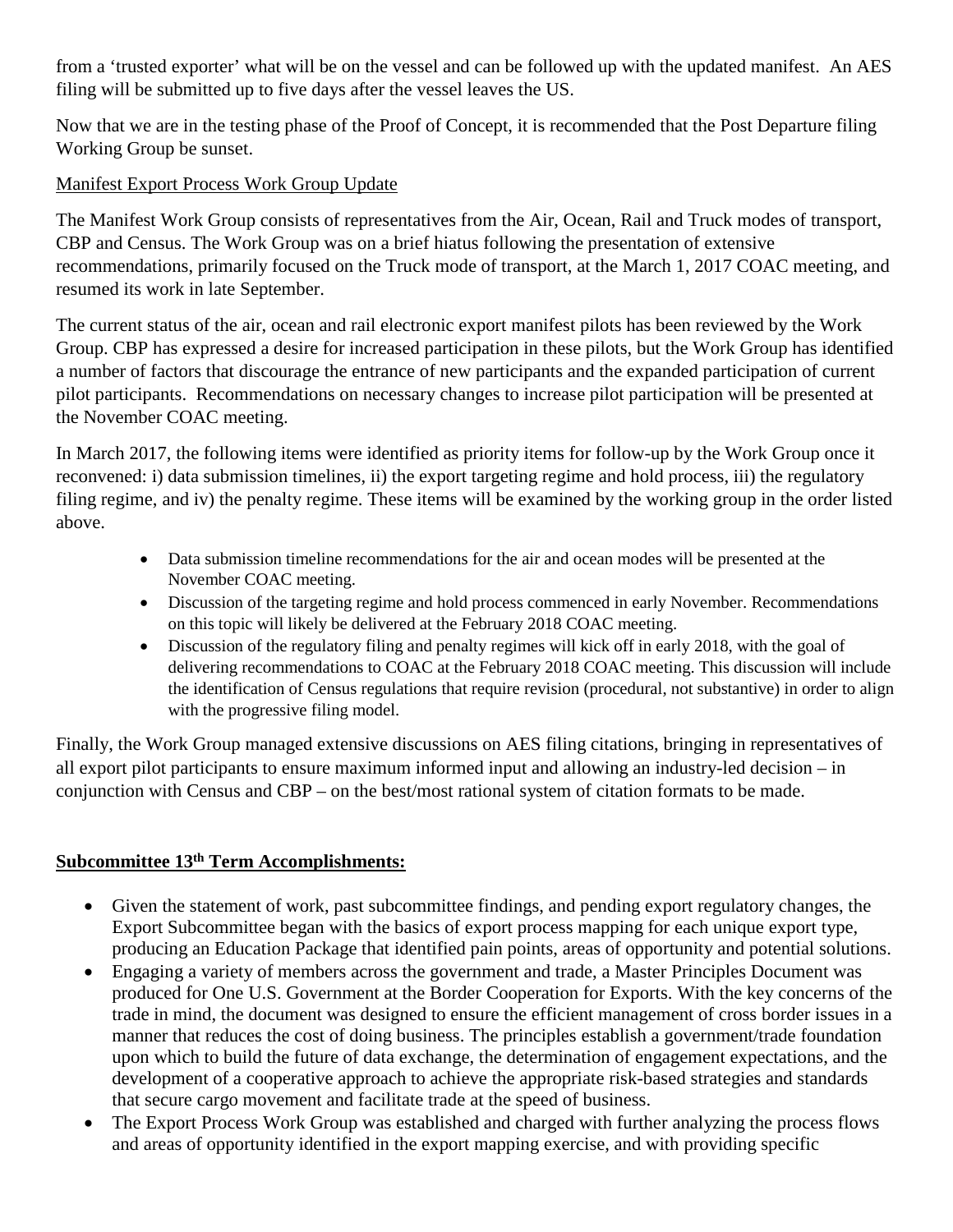from a 'trusted exporter' what will be on the vessel and can be followed up with the updated manifest. An AES filing will be submitted up to five days after the vessel leaves the US.

Now that we are in the testing phase of the Proof of Concept, it is recommended that the Post Departure filing Working Group be sunset.

<u>Manifest Export Process Work Group Update</u>

The Manifest Work Group consists of representatives from the Air, Ocean, Rail and Truck modes of transport, CBP and Census. The Work Group was on a brief hiatus following the presentation of extensive recommendations, primarily focused on the Truck mode of transport, at the March 1, 2017 COAC meeting, and resumed its work in late September.

The current status of the air, ocean and rail electronic export manifest pilots has been reviewed by the Work Group. CBP has expressed a desire for increased participation in these pilots, but the Work Group has identified a number of factors that discourage the entrance of new participants and the expanded participation of current pilot participants. Recommendations on necessary changes to increase pilot participation will be presented at the November COAC meeting.

In March 2017, the following items were identified as priority items for follow-up by the Work Group once it reconvened: i) data submission timelines, ii) the export targeting regime and hold process, iii) the regulatory filing regime, and iv) the penalty regime. These items will be examined by the working group in the order listed above.

- Data submission timeline recommendations for the air and ocean modes will be presented at the November COAC meeting.
- Discussion of the targeting regime and hold process commenced in early November. Recommendations on this topic will likely be delivered at the February 2018 COAC meeting.
- Discussion of the regulatory filing and penalty regimes will kick off in early 2018, with the goal of delivering recommendations to COAC at the February 2018 COAC meeting. This discussion will include the identification of Census regulations that require revision (procedural, not substantive) in order to align with the progressive filing model.

Finally, the Work Group managed extensive discussions on AES filing citations, bringing in representatives of all export pilot participants to ensure maximum informed input and allowing an industry-led decision – in conjunction with Census and CBP – on the best/most rational system of citation formats to be made.

## Subcommittee 13th Term Accomplishments:

- Given the statement of work, past subcommittee findings, and pending export regulatory changes, the Export Subcommittee began with the basics of export process mapping for each unique export type, producing an Education Package that identified pain points, areas of opportunity and potential solutions.
- Engaging a variety of members across the government and trade, a Master Principles Document was produced for One U.S. Government at the Border Cooperation for Exports. With the key concerns of the trade in mind, the document was designed to ensure the efficient management of cross border issues in a manner that reduces the cost of doing business. The principles establish a government/trade foundation upon which to build the future of data exchange, the determination of engagement expectations, and the development of a cooperative approach to achieve the appropriate risk-based strategies and standards that secure cargo movement and facilitate trade at the speed of business.
- The Export Process Work Group was established and charged with further analyzing the process flows and areas of opportunity identified in the export mapping exercise, and with providing specific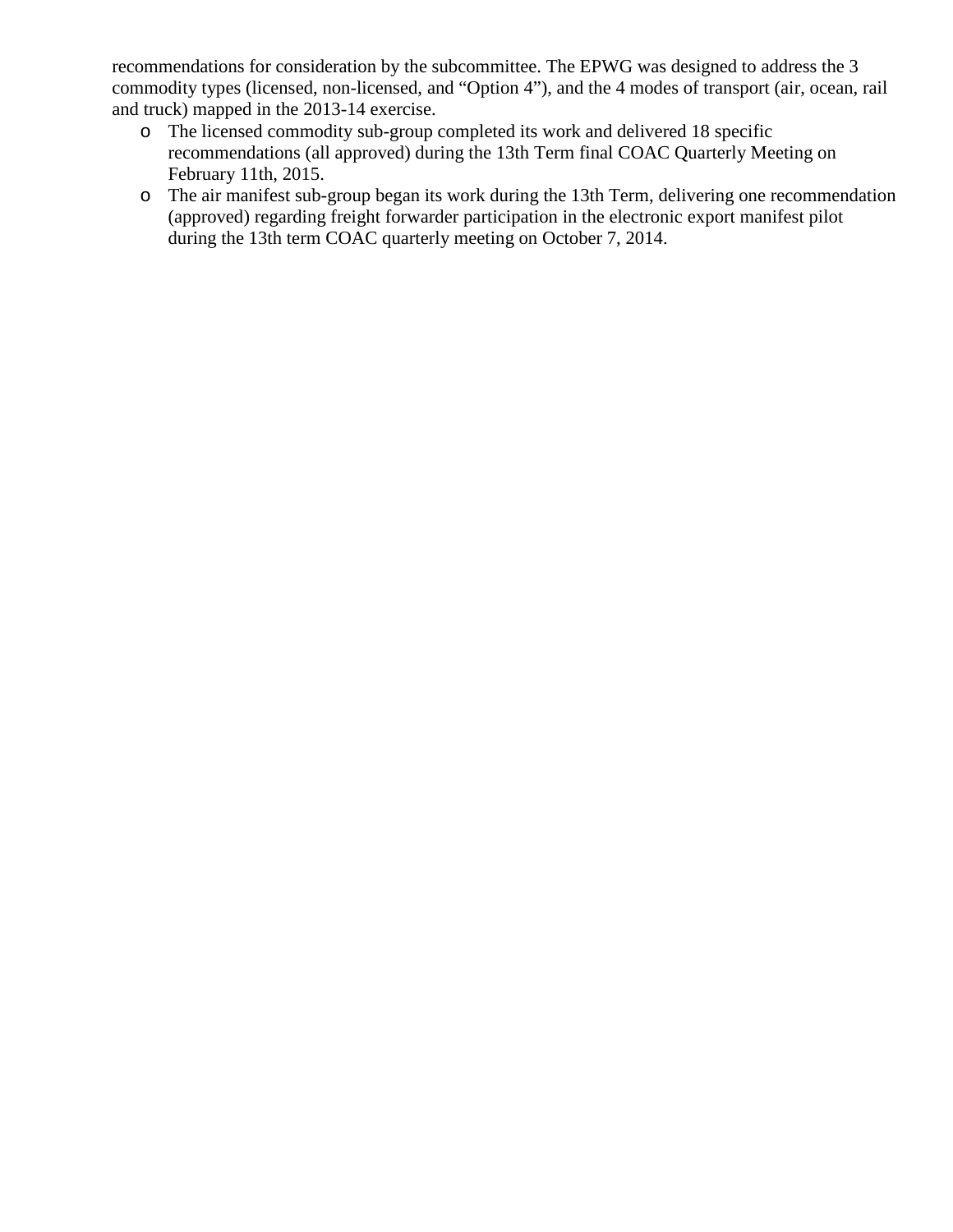recommendations for consideration by the subcommittee. The EPWG was designed to address the 3 commodity types (licensed, non-licensed, and "Option 4"), and the 4 modes of transport (air, ocean, rail and truck) mapped in the 2013-14 exercise.

- The licensed commodity sub-group completed its work and delivered 18 specific recommendations (all approved) during the 13th Term final COAC Quarterly Meeting on February 11th, 2015.
- The air manifest sub-group began its work during the 13th Term, delivering one recommendation (approved) regarding freight forwarder participation in the electronic export manifest pilot during the 13th term COAC quarterly meeting on October 7, 2014.